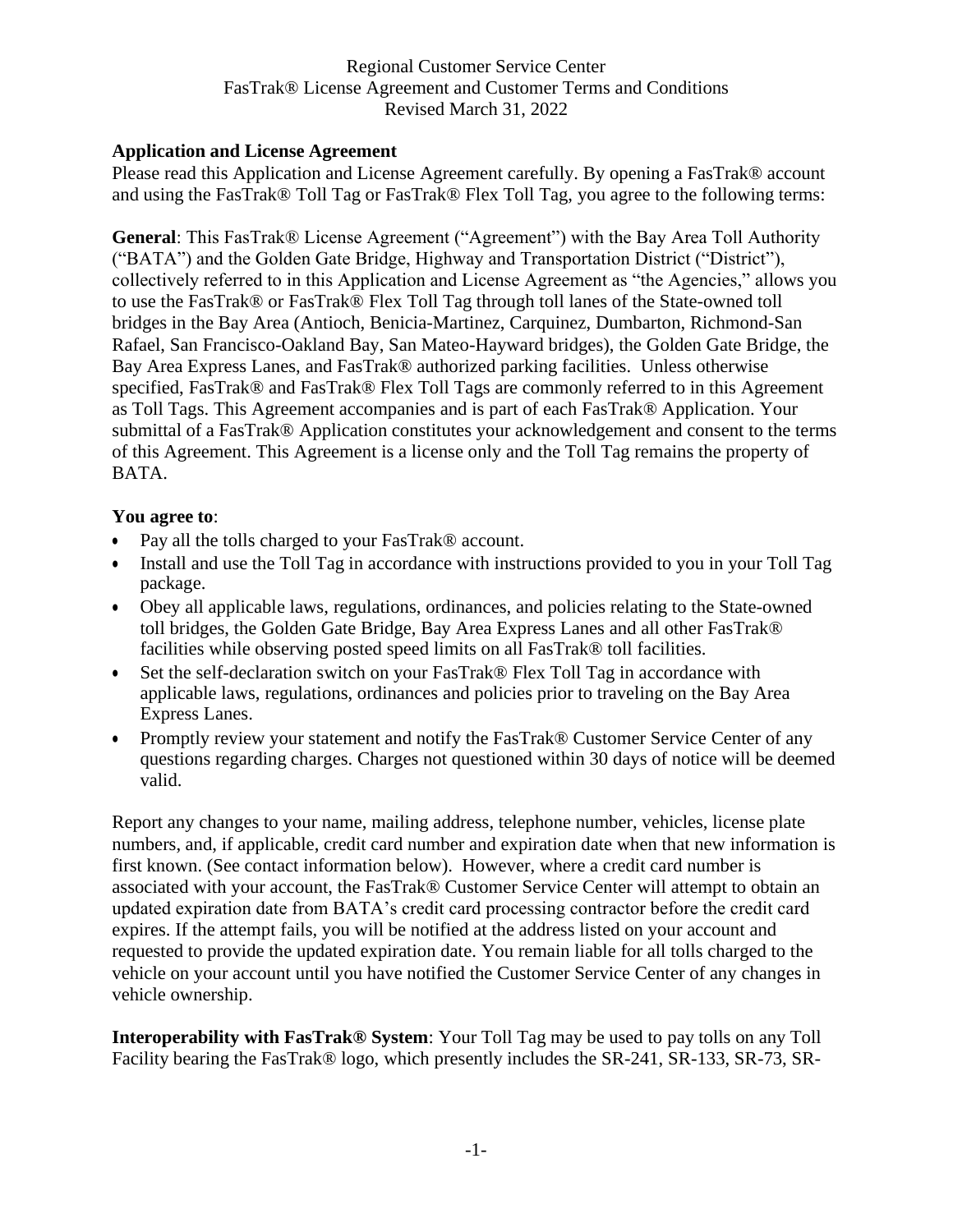Regional Customer Service Center
FasTrak® License Agreement and Customer Terms and Conditions
Revised March 31, 2022

**Application and License Agreement**

Please read this Application and License Agreement carefully. By opening a FasTrak® account and using the FasTrak® Toll Tag or FasTrak® Flex Toll Tag, you agree to the following terms:

**General**: This FasTrak® License Agreement ("Agreement") with the Bay Area Toll Authority ("BATA") and the Golden Gate Bridge, Highway and Transportation District ("District"), collectively referred to in this Application and License Agreement as "the Agencies," allows you to use the FasTrak® or FasTrak® Flex Toll Tag through toll lanes of the State-owned toll bridges in the Bay Area (Antioch, Benicia-Martinez, Carquinez, Dumbarton, Richmond-San Rafael, San Francisco-Oakland Bay, San Mateo-Hayward bridges), the Golden Gate Bridge, the Bay Area Express Lanes, and FasTrak® authorized parking facilities. Unless otherwise specified, FasTrak® and FasTrak® Flex Toll Tags are commonly referred to in this Agreement as Toll Tags. This Agreement accompanies and is part of each FasTrak® Application. Your submittal of a FasTrak® Application constitutes your acknowledgement and consent to the terms of this Agreement. This Agreement is a license only and the Toll Tag remains the property of BATA.

**You agree to**:

- Pay all the tolls charged to your FasTrak® account.
- Install and use the Toll Tag in accordance with instructions provided to you in your Toll Tag package.
- Obey all applicable laws, regulations, ordinances, and policies relating to the State-owned toll bridges, the Golden Gate Bridge, Bay Area Express Lanes and all other FasTrak® facilities while observing posted speed limits on all FasTrak® toll facilities.
- Set the self-declaration switch on your FasTrak® Flex Toll Tag in accordance with applicable laws, regulations, ordinances and policies prior to traveling on the Bay Area Express Lanes.
- Promptly review your statement and notify the FasTrak® Customer Service Center of any questions regarding charges. Charges not questioned within 30 days of notice will be deemed valid.

Report any changes to your name, mailing address, telephone number, vehicles, license plate numbers, and, if applicable, credit card number and expiration date when that new information is first known. (See contact information below). However, where a credit card number is associated with your account, the FasTrak® Customer Service Center will attempt to obtain an updated expiration date from BATA's credit card processing contractor before the credit card expires. If the attempt fails, you will be notified at the address listed on your account and requested to provide the updated expiration date. You remain liable for all tolls charged to the vehicle on your account until you have notified the Customer Service Center of any changes in vehicle ownership.

**Interoperability with FasTrak® System**: Your Toll Tag may be used to pay tolls on any Toll Facility bearing the FasTrak® logo, which presently includes the SR-241, SR-133, SR-73, SR-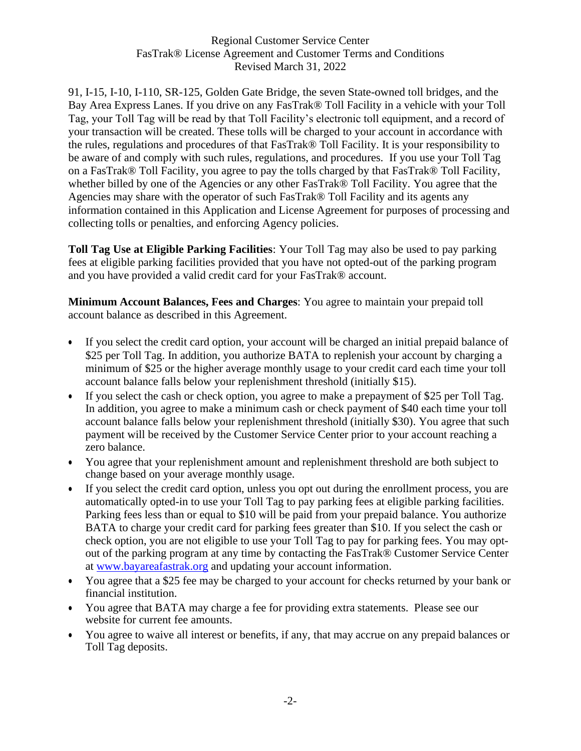91, I-15, I-10, I-110, SR-125, Golden Gate Bridge, the seven State-owned toll bridges, and the Bay Area Express Lanes. If you drive on any FasTrak® Toll Facility in a vehicle with your Toll Tag, your Toll Tag will be read by that Toll Facility's electronic toll equipment, and a record of your transaction will be created. These tolls will be charged to your account in accordance with the rules, regulations and procedures of that FasTrak® Toll Facility. It is your responsibility to be aware of and comply with such rules, regulations, and procedures. If you use your Toll Tag on a FasTrak® Toll Facility, you agree to pay the tolls charged by that FasTrak® Toll Facility, whether billed by one of the Agencies or any other FasTrak® Toll Facility. You agree that the Agencies may share with the operator of such FasTrak® Toll Facility and its agents any information contained in this Application and License Agreement for purposes of processing and collecting tolls or penalties, and enforcing Agency policies.

**Toll Tag Use at Eligible Parking Facilities**: Your Toll Tag may also be used to pay parking fees at eligible parking facilities provided that you have not opted-out of the parking program and you have provided a valid credit card for your FasTrak® account.

**Minimum Account Balances, Fees and Charges**: You agree to maintain your prepaid toll account balance as described in this Agreement.

- If you select the credit card option, your account will be charged an initial prepaid balance of $25 per Toll Tag. In addition, you authorize BATA to replenish your account by charging a minimum of $25 or the higher average monthly usage to your credit card each time your toll account balance falls below your replenishment threshold (initially $15).
- If you select the cash or check option, you agree to make a prepayment of $25 per Toll Tag. In addition, you agree to make a minimum cash or check payment of $40 each time your toll account balance falls below your replenishment threshold (initially $30). You agree that such payment will be received by the Customer Service Center prior to your account reaching a zero balance.
- You agree that your replenishment amount and replenishment threshold are both subject to change based on your average monthly usage.
- If you select the credit card option, unless you opt out during the enrollment process, you are automatically opted-in to use your Toll Tag to pay parking fees at eligible parking facilities. Parking fees less than or equal to $10 will be paid from your prepaid balance. You authorize BATA to charge your credit card for parking fees greater than $10. If you select the cash or check option, you are not eligible to use your Toll Tag to pay for parking fees. You may opt-out of the parking program at any time by contacting the FasTrak® Customer Service Center at [www.bayareafastrak.org](www.bayareafastrak.org) and updating your account information.
- You agree that a $25 fee may be charged to your account for checks returned by your bank or financial institution.
- You agree that BATA may charge a fee for providing extra statements. Please see our website for current fee amounts.
- You agree to waive all interest or benefits, if any, that may accrue on any prepaid balances or Toll Tag deposits.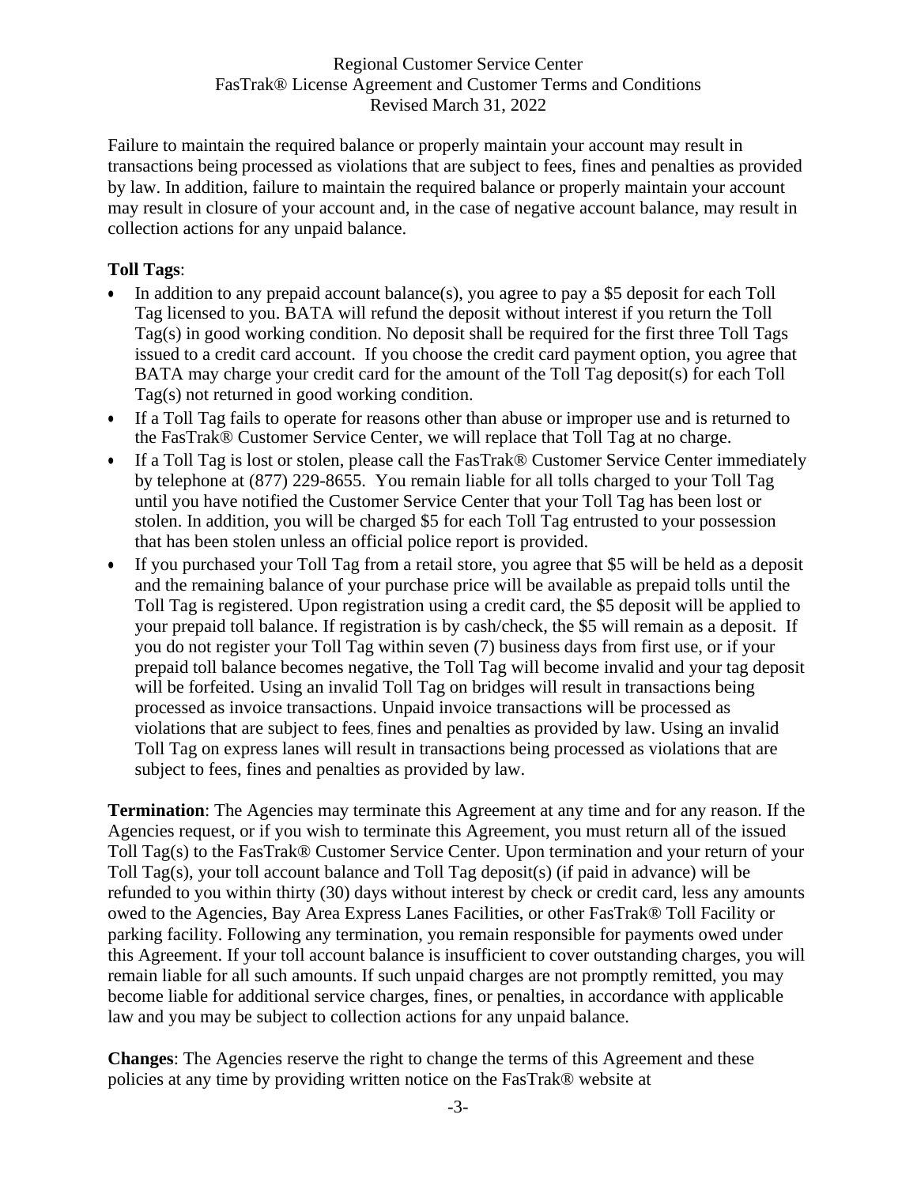Failure to maintain the required balance or properly maintain your account may result in transactions being processed as violations that are subject to fees, fines and penalties as provided by law. In addition, failure to maintain the required balance or properly maintain your account may result in closure of your account and, in the case of negative account balance, may result in collection actions for any unpaid balance.

**Toll Tags**:

- In addition to any prepaid account balance(s), you agree to pay a $5 deposit for each Toll Tag licensed to you. BATA will refund the deposit without interest if you return the Toll Tag(s) in good working condition. No deposit shall be required for the first three Toll Tags issued to a credit card account. If you choose the credit card payment option, you agree that BATA may charge your credit card for the amount of the Toll Tag deposit(s) for each Toll Tag(s) not returned in good working condition.
- If a Toll Tag fails to operate for reasons other than abuse or improper use and is returned to the FasTrak® Customer Service Center, we will replace that Toll Tag at no charge.
- If a Toll Tag is lost or stolen, please call the FasTrak® Customer Service Center immediately by telephone at (877) 229-8655. You remain liable for all tolls charged to your Toll Tag until you have notified the Customer Service Center that your Toll Tag has been lost or stolen. In addition, you will be charged $5 for each Toll Tag entrusted to your possession that has been stolen unless an official police report is provided.
- If you purchased your Toll Tag from a retail store, you agree that $5 will be held as a deposit and the remaining balance of your purchase price will be available as prepaid tolls until the Toll Tag is registered. Upon registration using a credit card, the $5 deposit will be applied to your prepaid toll balance. If registration is by cash/check, the $5 will remain as a deposit. If you do not register your Toll Tag within seven (7) business days from first use, or if your prepaid toll balance becomes negative, the Toll Tag will become invalid and your tag deposit will be forfeited. Using an invalid Toll Tag on bridges will result in transactions being processed as invoice transactions. Unpaid invoice transactions will be processed as violations that are subject to fees, fines and penalties as provided by law. Using an invalid Toll Tag on express lanes will result in transactions being processed as violations that are subject to fees, fines and penalties as provided by law.

**Termination**: The Agencies may terminate this Agreement at any time and for any reason. If the Agencies request, or if you wish to terminate this Agreement, you must return all of the issued Toll Tag(s) to the FasTrak® Customer Service Center. Upon termination and your return of your Toll Tag(s), your toll account balance and Toll Tag deposit(s) (if paid in advance) will be refunded to you within thirty (30) days without interest by check or credit card, less any amounts owed to the Agencies, Bay Area Express Lanes Facilities, or other FasTrak® Toll Facility or parking facility. Following any termination, you remain responsible for payments owed under this Agreement. If your toll account balance is insufficient to cover outstanding charges, you will remain liable for all such amounts. If such unpaid charges are not promptly remitted, you may become liable for additional service charges, fines, or penalties, in accordance with applicable law and you may be subject to collection actions for any unpaid balance.

**Changes**: The Agencies reserve the right to change the terms of this Agreement and these policies at any time by providing written notice on the FasTrak® website at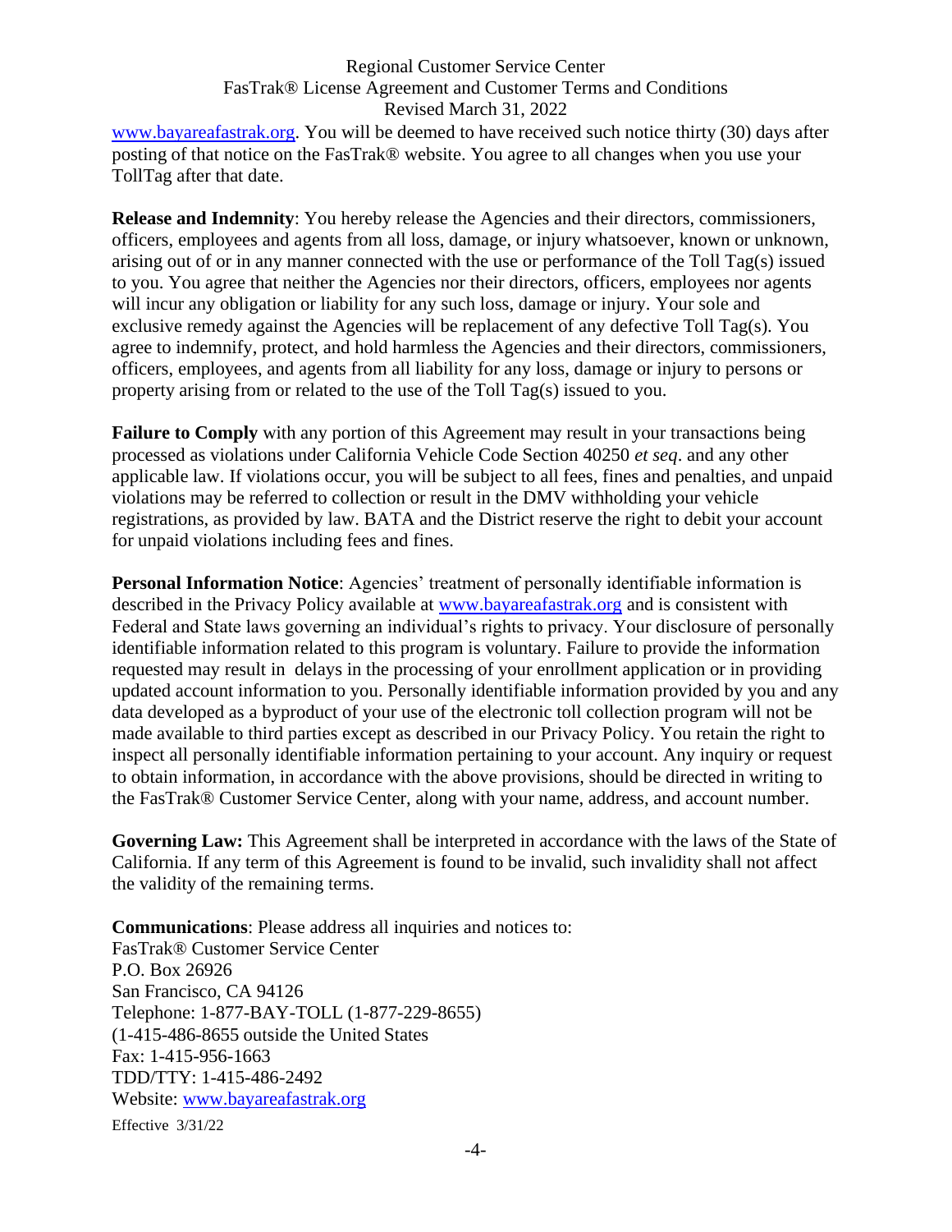www.bayareafastrak.org. You will be deemed to have received such notice thirty (30) days after posting of that notice on the FasTrak® website. You agree to all changes when you use your TollTag after that date.

**Release and Indemnity**: You hereby release the Agencies and their directors, commissioners, officers, employees and agents from all loss, damage, or injury whatsoever, known or unknown, arising out of or in any manner connected with the use or performance of the Toll Tag(s) issued to you. You agree that neither the Agencies nor their directors, officers, employees nor agents will incur any obligation or liability for any such loss, damage or injury. Your sole and exclusive remedy against the Agencies will be replacement of any defective Toll Tag(s). You agree to indemnify, protect, and hold harmless the Agencies and their directors, commissioners, officers, employees, and agents from all liability for any loss, damage or injury to persons or property arising from or related to the use of the Toll Tag(s) issued to you.

**Failure to Comply** with any portion of this Agreement may result in your transactions being processed as violations under California Vehicle Code Section 40250 *et seq*. and any other applicable law. If violations occur, you will be subject to all fees, fines and penalties, and unpaid violations may be referred to collection or result in the DMV withholding your vehicle registrations, as provided by law. BATA and the District reserve the right to debit your account for unpaid violations including fees and fines.

**Personal Information Notice**: Agencies' treatment of personally identifiable information is described in the Privacy Policy available at www.bayareafastrak.org and is consistent with Federal and State laws governing an individual's rights to privacy. Your disclosure of personally identifiable information related to this program is voluntary. Failure to provide the information requested may result in delays in the processing of your enrollment application or in providing updated account information to you. Personally identifiable information provided by you and any data developed as a byproduct of your use of the electronic toll collection program will not be made available to third parties except as described in our Privacy Policy. You retain the right to inspect all personally identifiable information pertaining to your account. Any inquiry or request to obtain information, in accordance with the above provisions, should be directed in writing to the FasTrak® Customer Service Center, along with your name, address, and account number.

**Governing Law:** This Agreement shall be interpreted in accordance with the laws of the State of California. If any term of this Agreement is found to be invalid, such invalidity shall not affect the validity of the remaining terms.

**Communications**: Please address all inquiries and notices to:
FasTrak® Customer Service Center
P.O. Box 26926
San Francisco, CA 94126
Telephone: 1-877-BAY-TOLL (1-877-229-8655)
(1-415-486-8655 outside the United States
Fax: 1-415-956-1663
TDD/TTY: 1-415-486-2492
Website: www.bayareafastrak.org

Effective 3/31/22